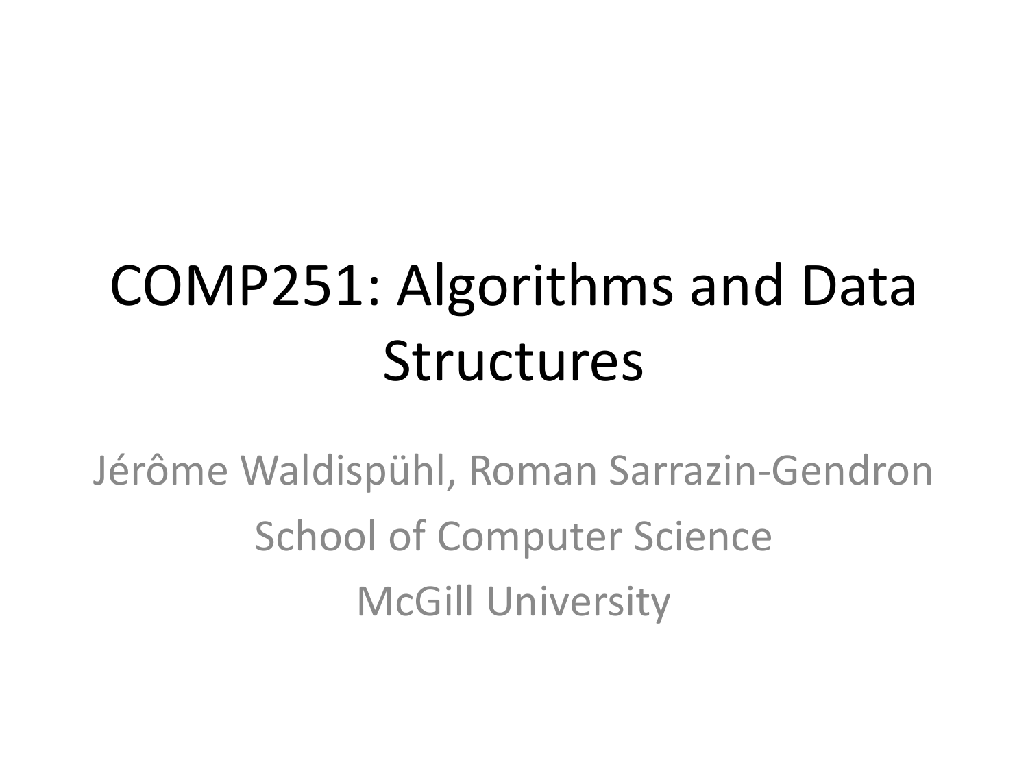# COMP251: Algorithms and Data Structures

Jérôme Waldispühl, Roman Sarrazin-Gendron

School of Computer Science

McGill University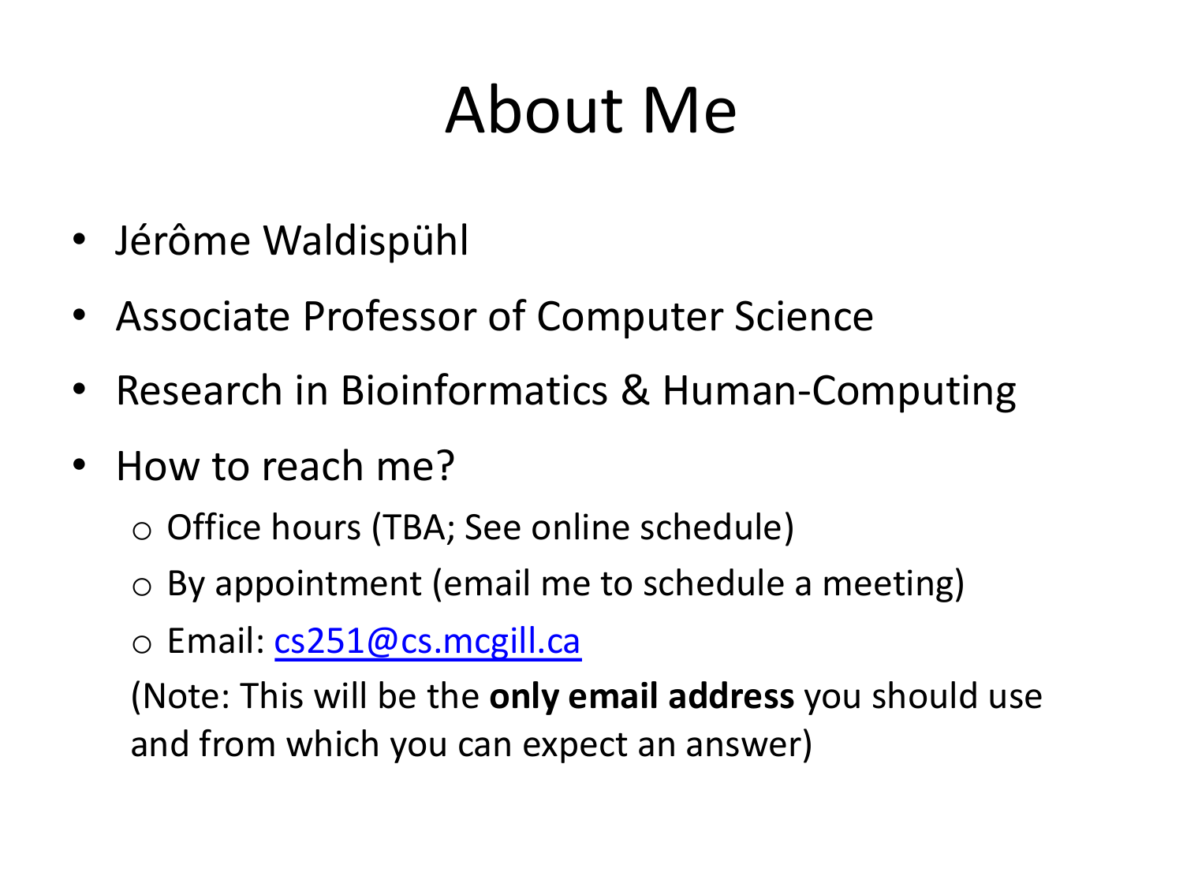# About Me

- Jérôme Waldispühl
- Associate Professor of Computer Science
- Research in Bioinformatics & Human-Computing
- How to reach me?
  - Office hours (TBA; See online schedule)
  - By appointment (email me to schedule a meeting)
  - Email: [cs251@cs.mcgill.ca](mailto:cs251@cs.mcgill.ca)

  (Note: This will be the **only email address** you should use and from which you can expect an answer)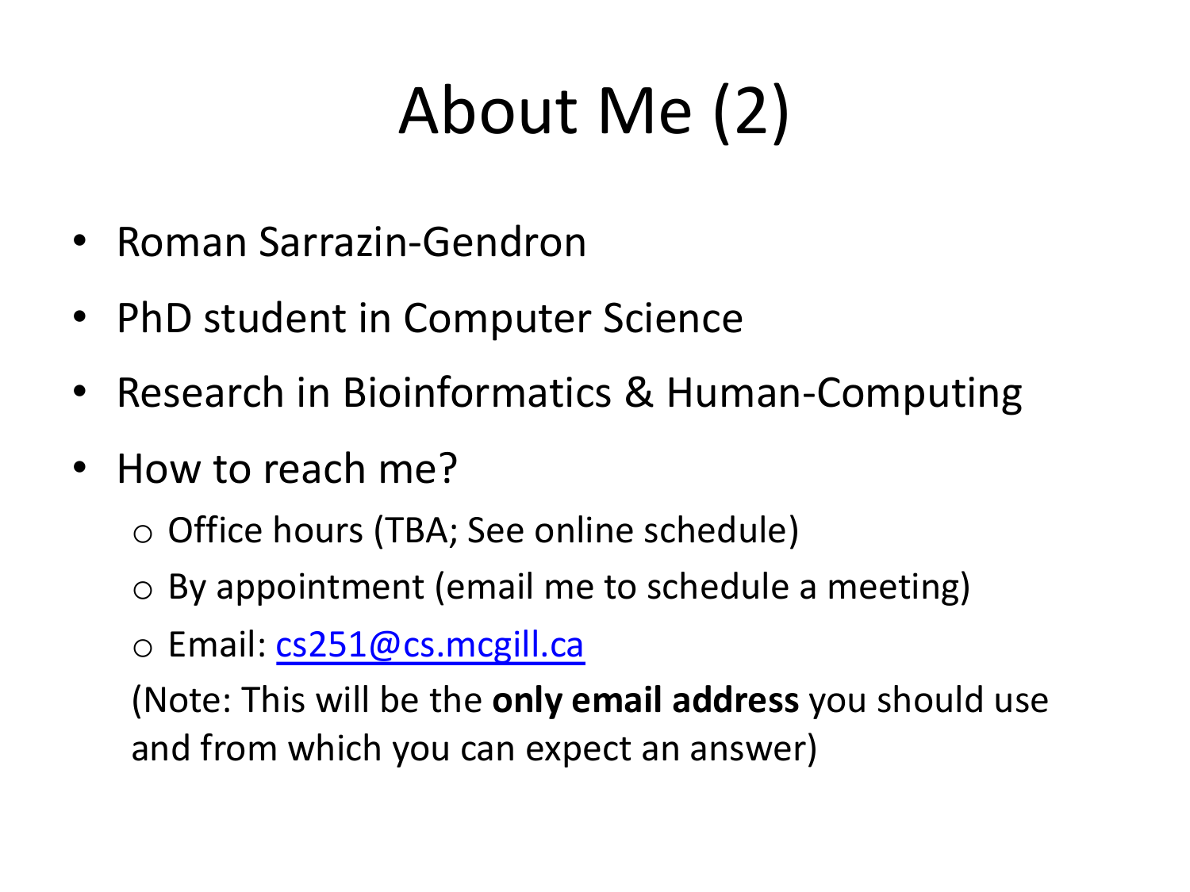# About Me (2)

- Roman Sarrazin-Gendron
- PhD student in Computer Science
- Research in Bioinformatics & Human-Computing
- How to reach me?
  - Office hours (TBA; See online schedule)
  - By appointment (email me to schedule a meeting)
  - Email: [cs251@cs.mcgill.ca](mailto:cs251@cs.mcgill.ca)

  (Note: This will be the **only email address** you should use and from which you can expect an answer)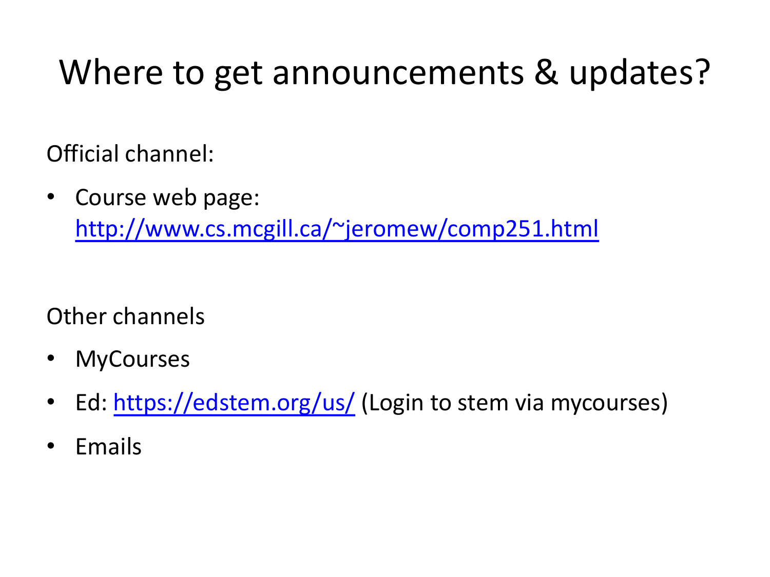# Where to get announcements & updates?

Official channel:

- Course web page: [http://www.cs.mcgill.ca/~jeromew/comp251.html](http://www.cs.mcgill.ca/~jeromew/comp251.html)

Other channels

- MyCourses
- Ed: [https://edstem.org/us/](https://edstem.org/us/) (Login to stem via mycourses)
- Emails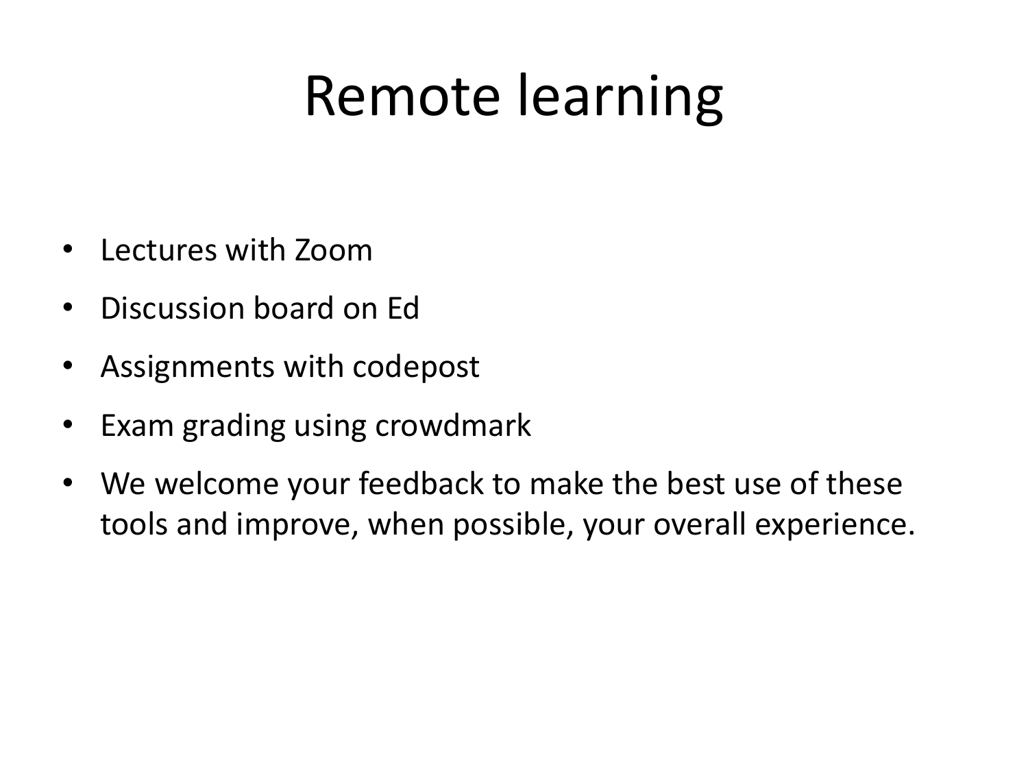# Remote learning

- Lectures with Zoom
- Discussion board on Ed
- Assignments with codepost
- Exam grading using crowdmark
- We welcome your feedback to make the best use of these tools and improve, when possible, your overall experience.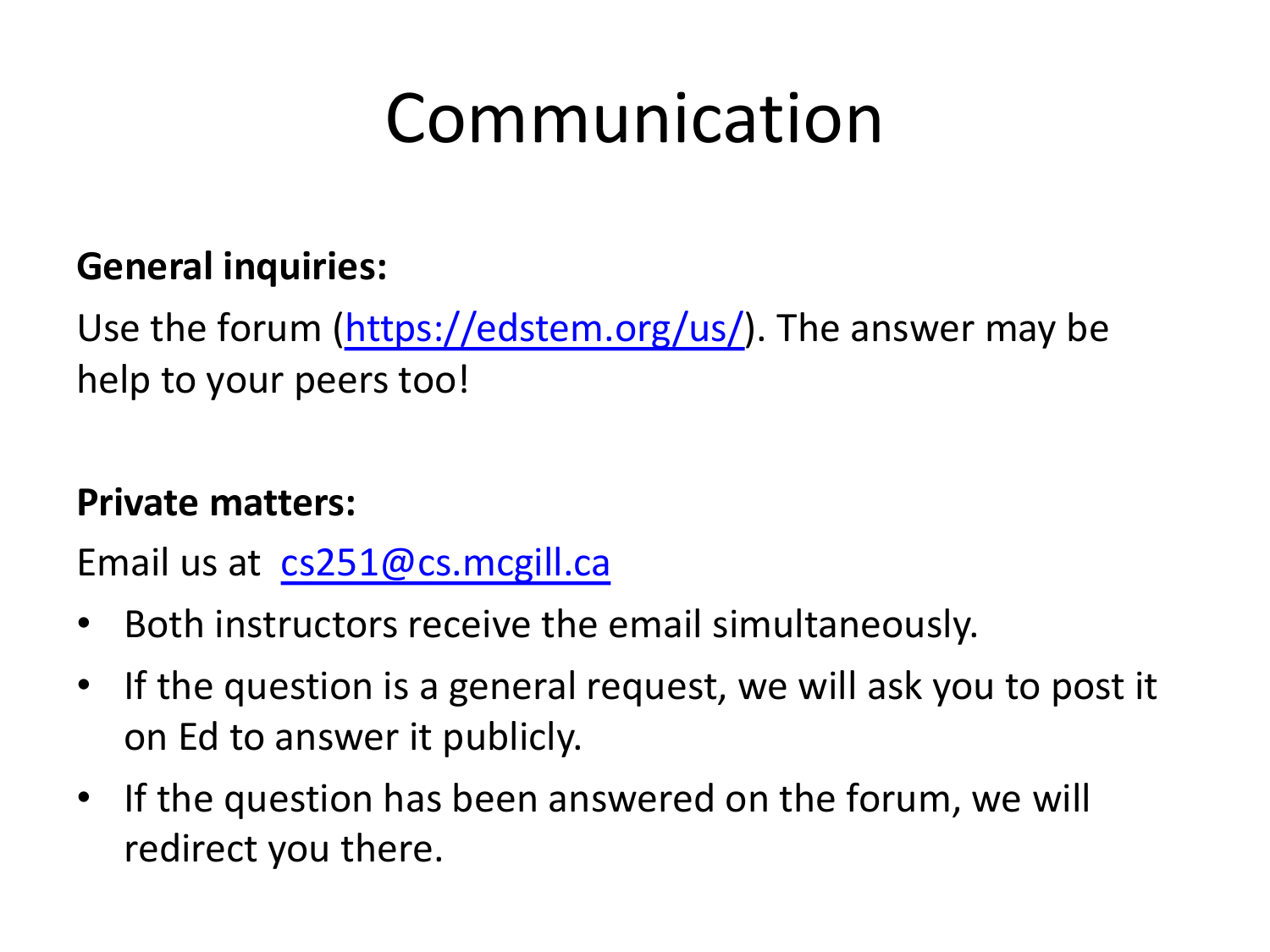# Communication

**General inquiries:**

Use the forum (https://edstem.org/us/). The answer may be help to your peers too!

**Private matters:**

Email us at cs251@cs.mcgill.ca

- Both instructors receive the email simultaneously.
- If the question is a general request, we will ask you to post it on Ed to answer it publicly.
- If the question has been answered on the forum, we will redirect you there.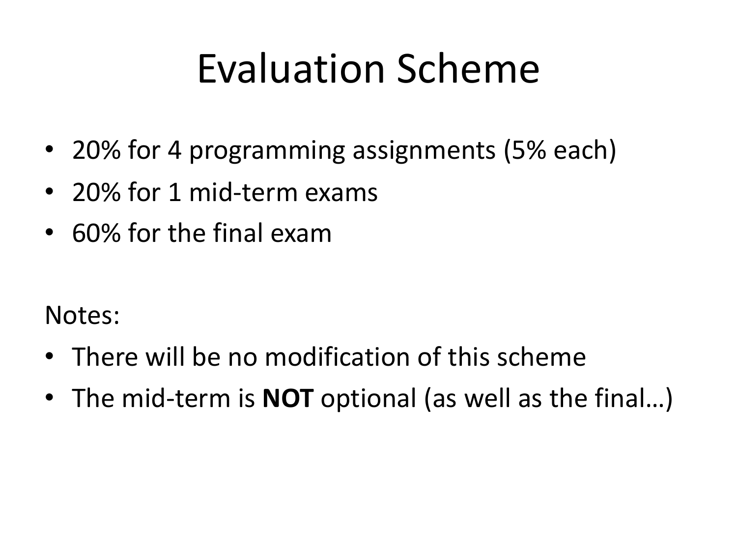# Evaluation Scheme

- 20% for 4 programming assignments (5% each)
- 20% for 1 mid-term exams
- 60% for the final exam

Notes:

- There will be no modification of this scheme
- The mid-term is **NOT** optional (as well as the final…)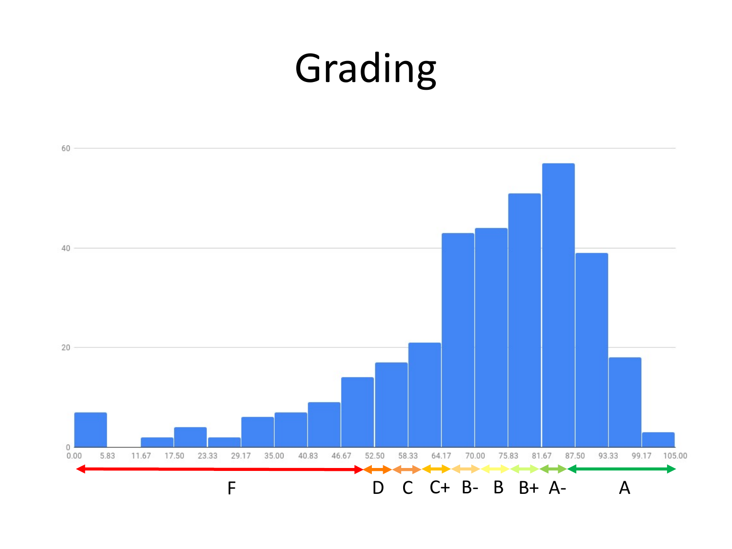# Grading

60

40

20

0

0.00 5.83 11.67 17.50 23.33 29.17 35.00 40.83 46.67 52.50 58.33 64.17 70.00 75.83 81.67 87.50 93.33 99.17 105.00

F D C C+ B- B B+ A- A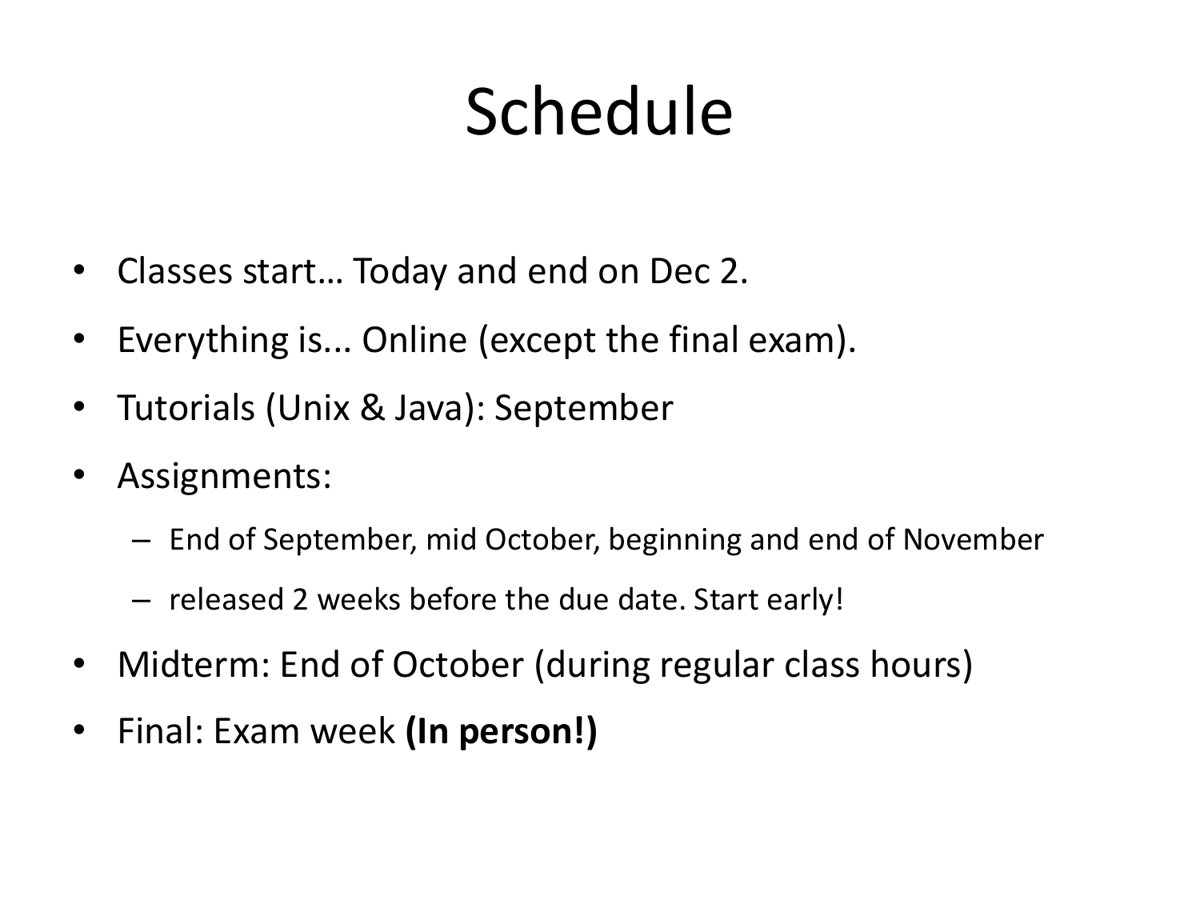# Schedule

- Classes start… Today and end on Dec 2.
- Everything is... Online (except the final exam).
- Tutorials (Unix & Java): September
- Assignments:
  - End of September, mid October, beginning and end of November
  - released 2 weeks before the due date. Start early!
- Midterm: End of October (during regular class hours)
- Final: Exam week **(In person!)**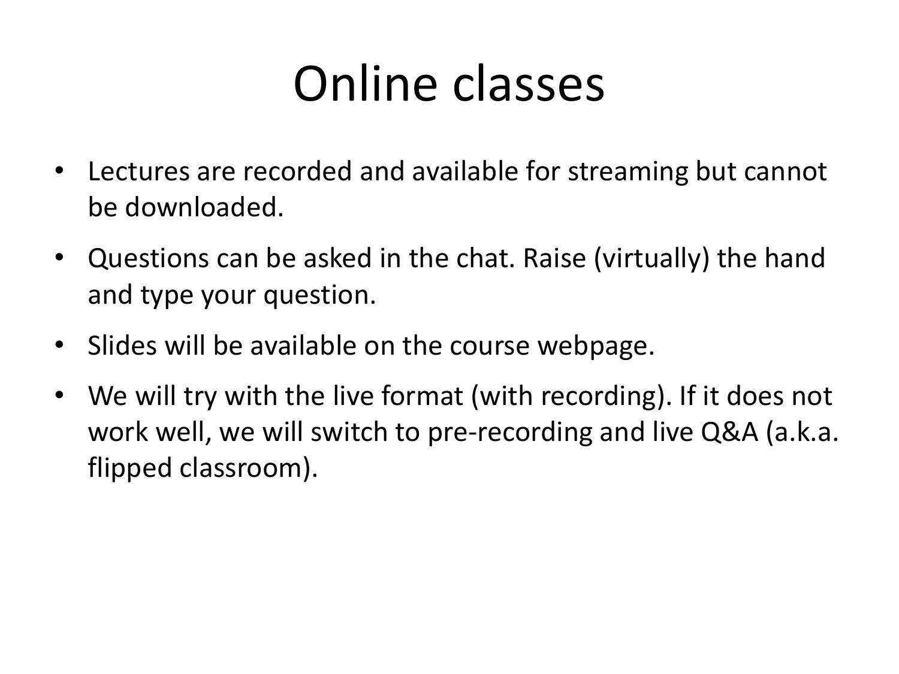# Online classes

- Lectures are recorded and available for streaming but cannot be downloaded.
- Questions can be asked in the chat. Raise (virtually) the hand and type your question.
- Slides will be available on the course webpage.
- We will try with the live format (with recording). If it does not work well, we will switch to pre-recording and live Q&A (a.k.a. flipped classroom).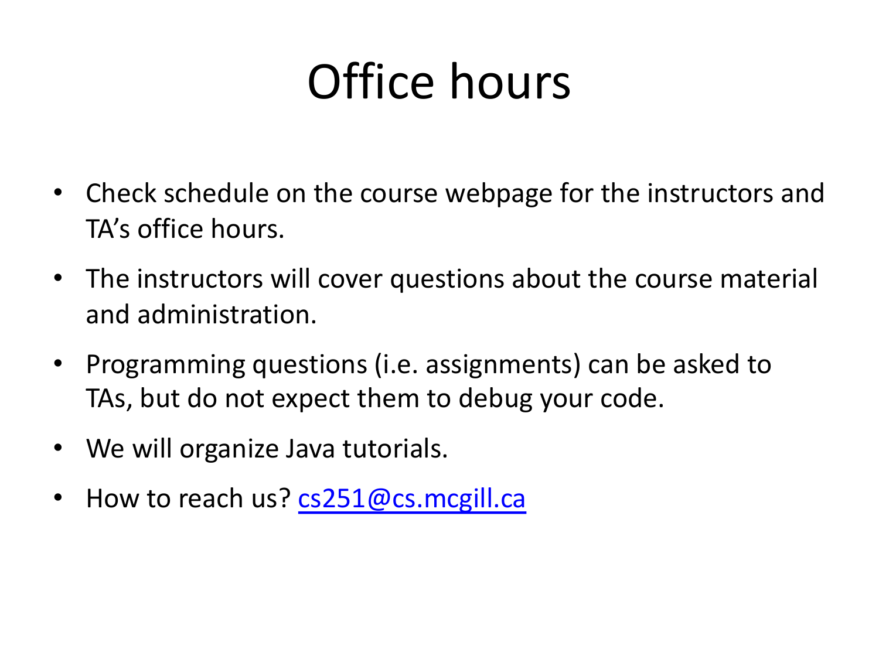# Office hours

- Check schedule on the course webpage for the instructors and TA's office hours.
- The instructors will cover questions about the course material and administration.
- Programming questions (i.e. assignments) can be asked to TAs, but do not expect them to debug your code.
- We will organize Java tutorials.
- How to reach us? [cs251@cs.mcgill.ca](mailto:cs251@cs.mcgill.ca)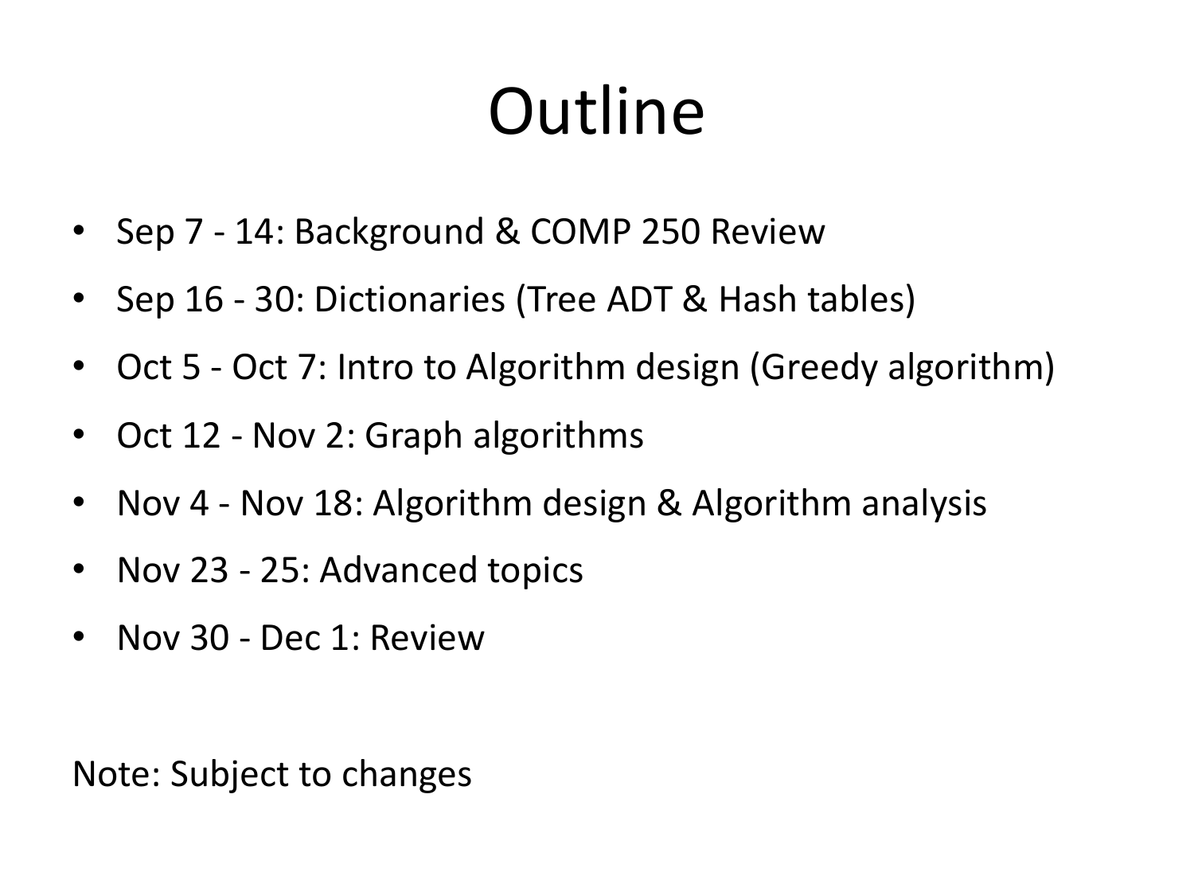# Outline

- Sep 7 - 14: Background & COMP 250 Review
- Sep 16 - 30: Dictionaries (Tree ADT & Hash tables)
- Oct 5 - Oct 7: Intro to Algorithm design (Greedy algorithm)
- Oct 12 - Nov 2: Graph algorithms
- Nov 4 - Nov 18: Algorithm design & Algorithm analysis
- Nov 23 - 25: Advanced topics
- Nov 30 - Dec 1: Review

Note: Subject to changes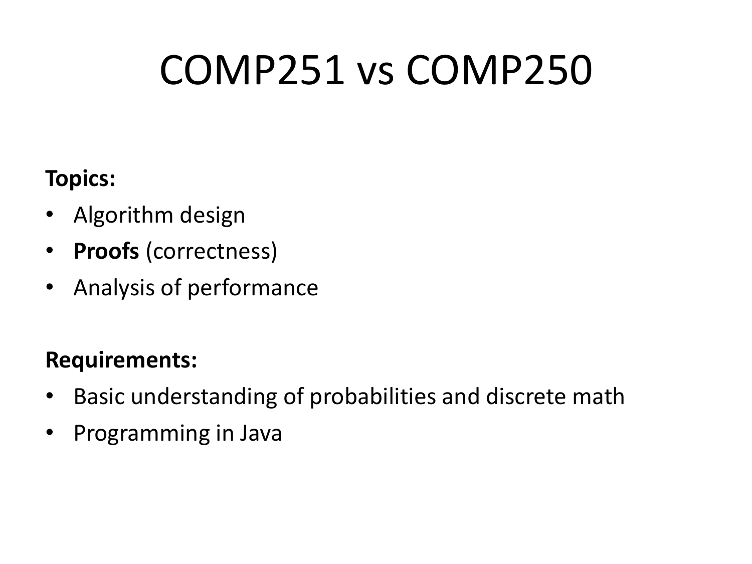# COMP251 vs COMP250

**Topics:**

- Algorithm design
- **Proofs** (correctness)
- Analysis of performance

**Requirements:**

- Basic understanding of probabilities and discrete math
- Programming in Java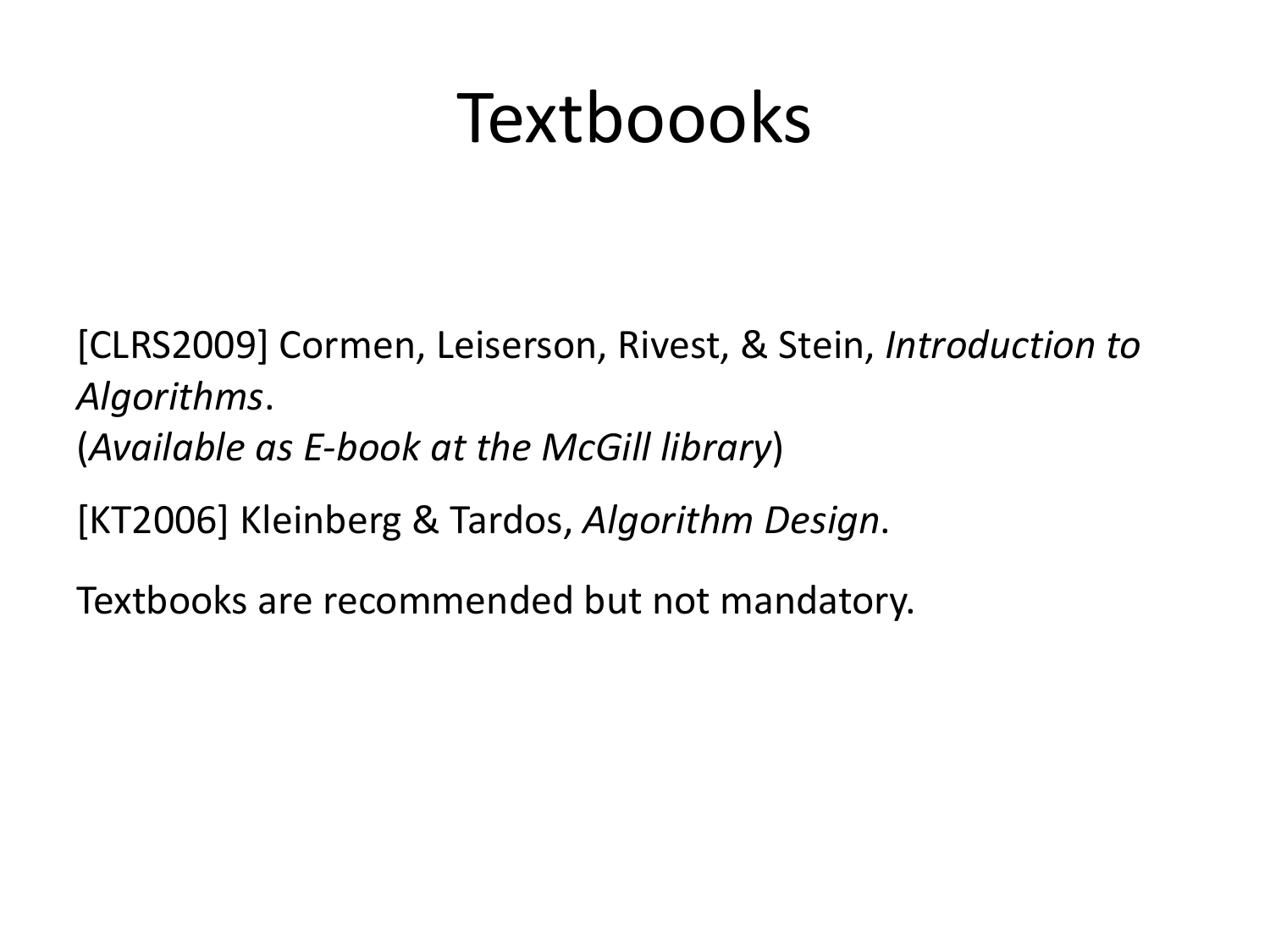# Textboooks

[CLRS2009] Cormen, Leiserson, Rivest, & Stein, *Introduction to Algorithms*.
(*Available as E-book at the McGill library*)

[KT2006] Kleinberg & Tardos, *Algorithm Design*.

Textbooks are recommended but not mandatory.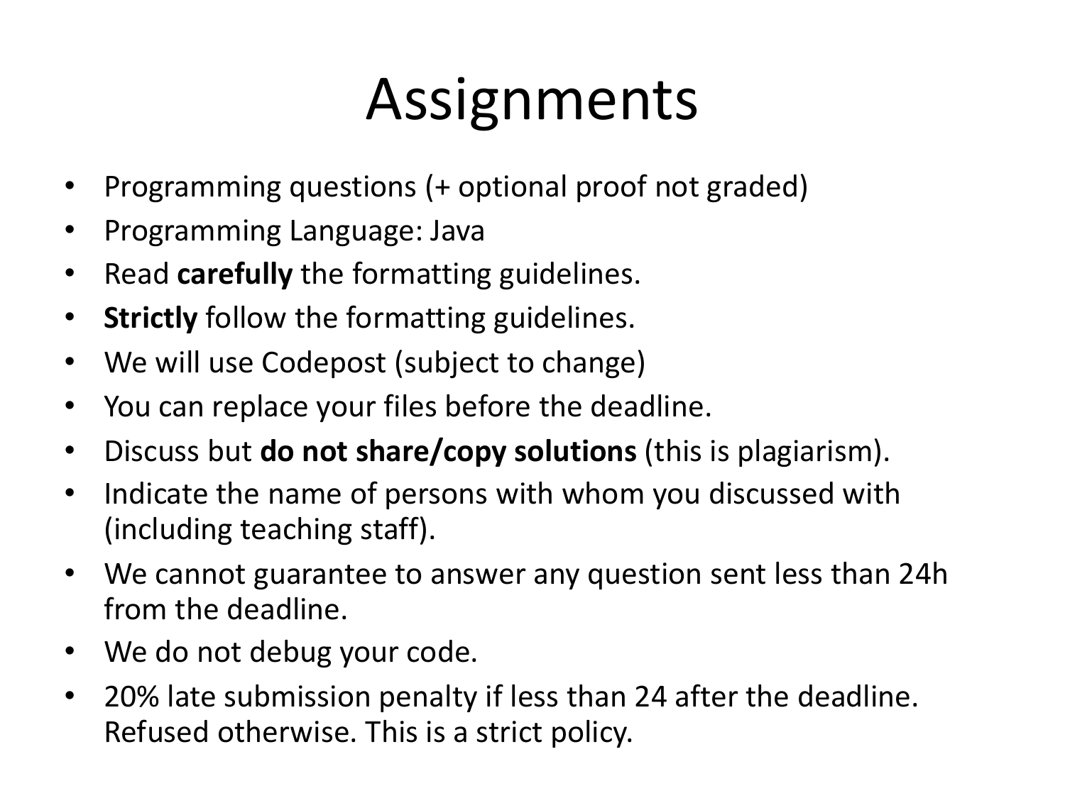# Assignments

- Programming questions (+ optional proof not graded)
- Programming Language: Java
- Read **carefully** the formatting guidelines.
- **Strictly** follow the formatting guidelines.
- We will use Codepost (subject to change)
- You can replace your files before the deadline.
- Discuss but **do not share/copy solutions** (this is plagiarism).
- Indicate the name of persons with whom you discussed with (including teaching staff).
- We cannot guarantee to answer any question sent less than 24h from the deadline.
- We do not debug your code.
- 20% late submission penalty if less than 24 after the deadline. Refused otherwise. This is a strict policy.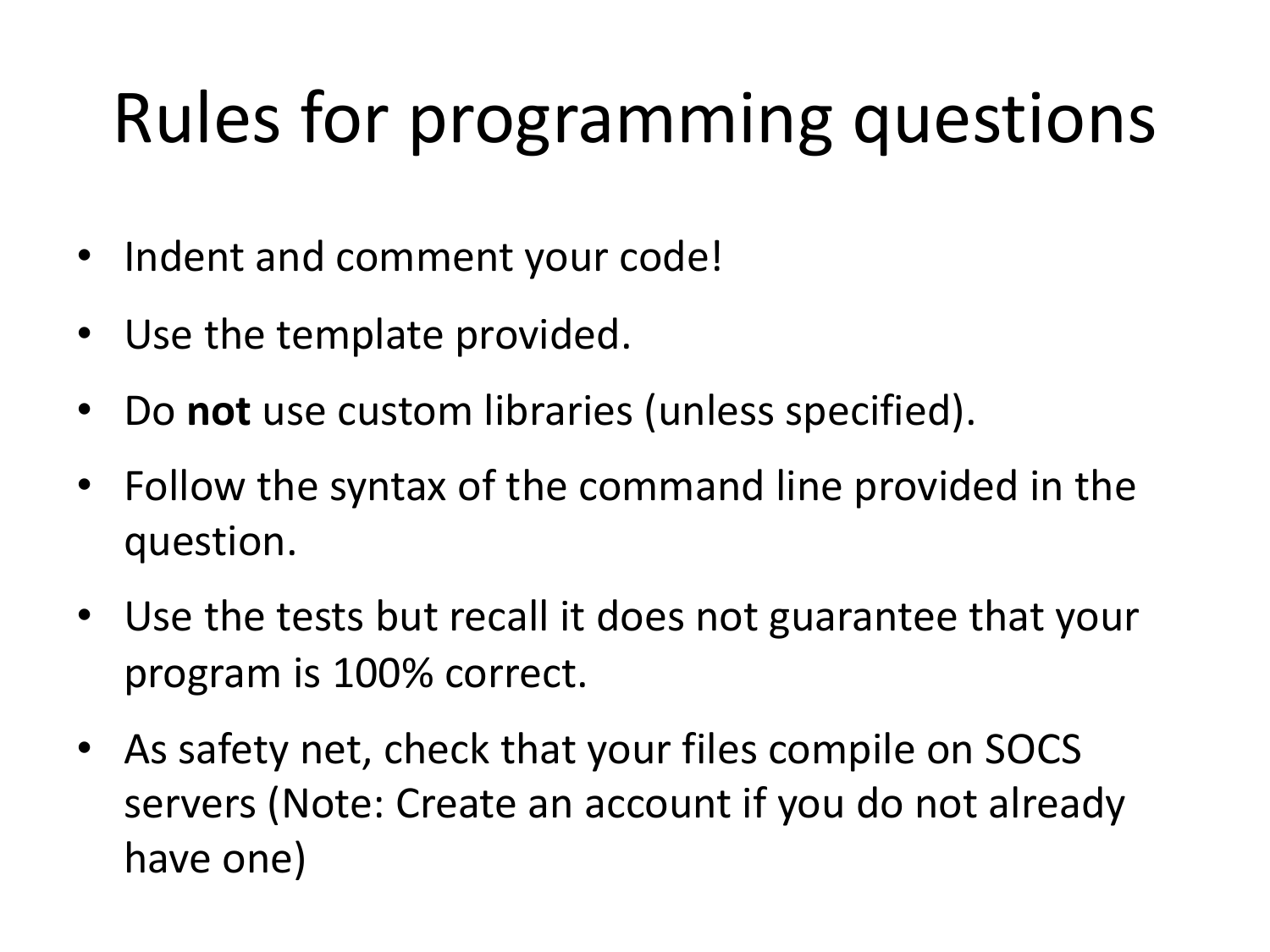# Rules for programming questions

- Indent and comment your code!
- Use the template provided.
- Do **not** use custom libraries (unless specified).
- Follow the syntax of the command line provided in the question.
- Use the tests but recall it does not guarantee that your program is 100% correct.
- As safety net, check that your files compile on SOCS servers (Note: Create an account if you do not already have one)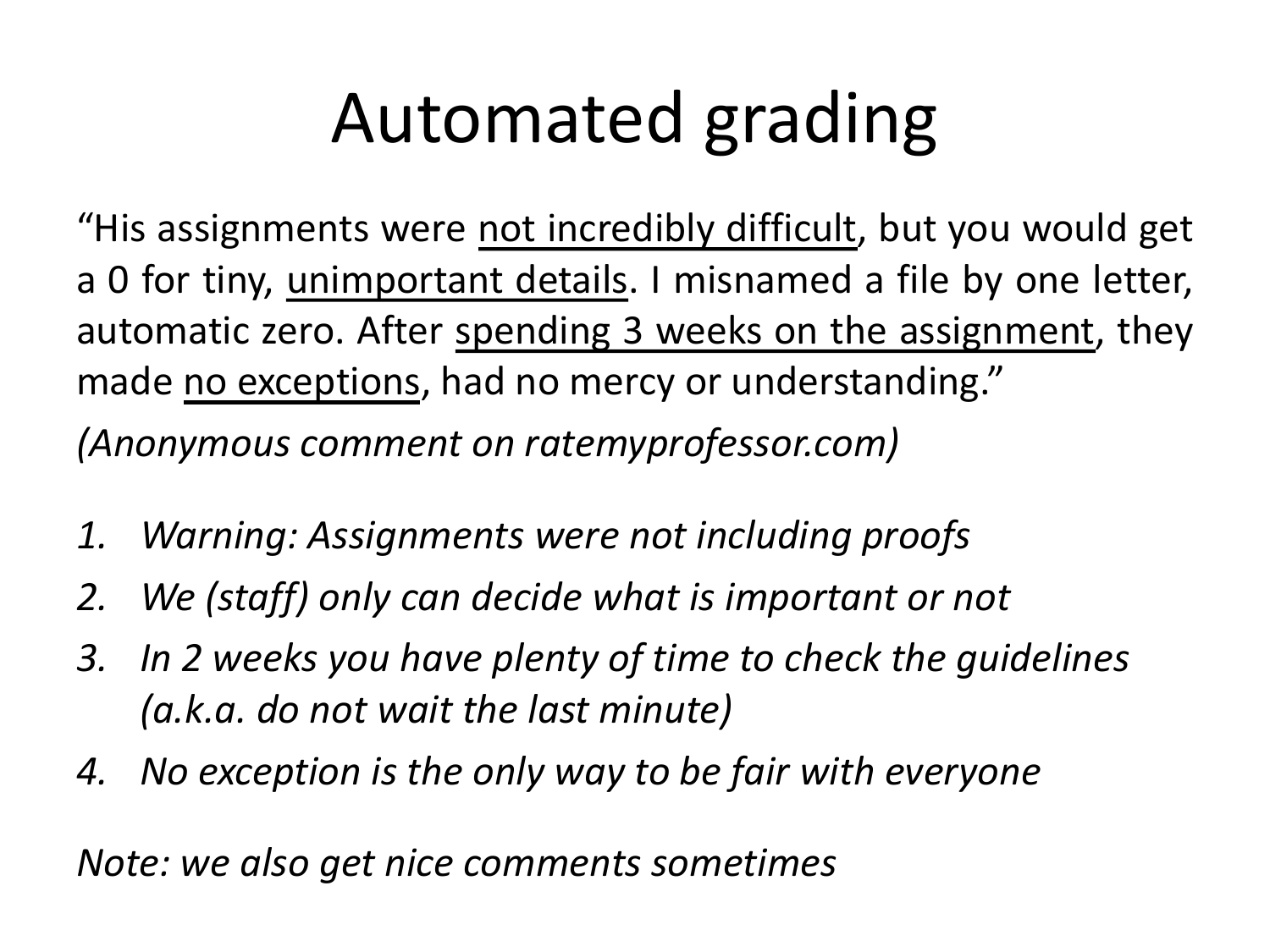# Automated grading

"His assignments were <u>not incredibly difficult</u>, but you would get a 0 for tiny, <u>unimportant details</u>. I misnamed a file by one letter, automatic zero. After <u>spending 3 weeks on the assignment</u>, they made <u>no exceptions</u>, had no mercy or understanding."

*(Anonymous comment on ratemyprofessor.com)*

1. *Warning: Assignments were not including proofs*
2. *We (staff) only can decide what is important or not*
3. *In 2 weeks you have plenty of time to check the guidelines (a.k.a. do not wait the last minute)*
4. *No exception is the only way to be fair with everyone*

*Note: we also get nice comments sometimes*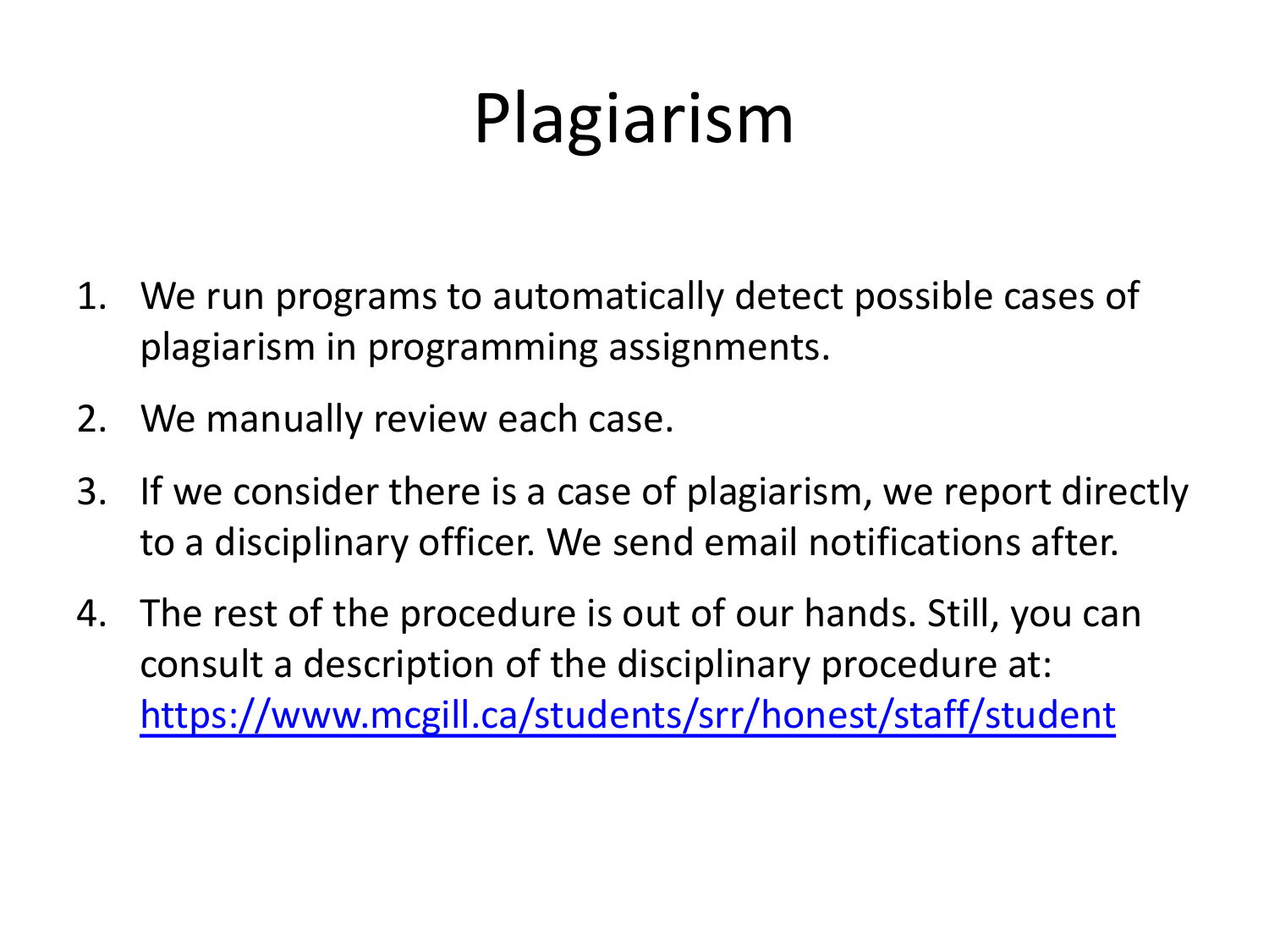# Plagiarism

1. We run programs to automatically detect possible cases of plagiarism in programming assignments.
2. We manually review each case.
3. If we consider there is a case of plagiarism, we report directly to a disciplinary officer. We send email notifications after.
4. The rest of the procedure is out of our hands. Still, you can consult a description of the disciplinary procedure at: https://www.mcgill.ca/students/srr/honest/staff/student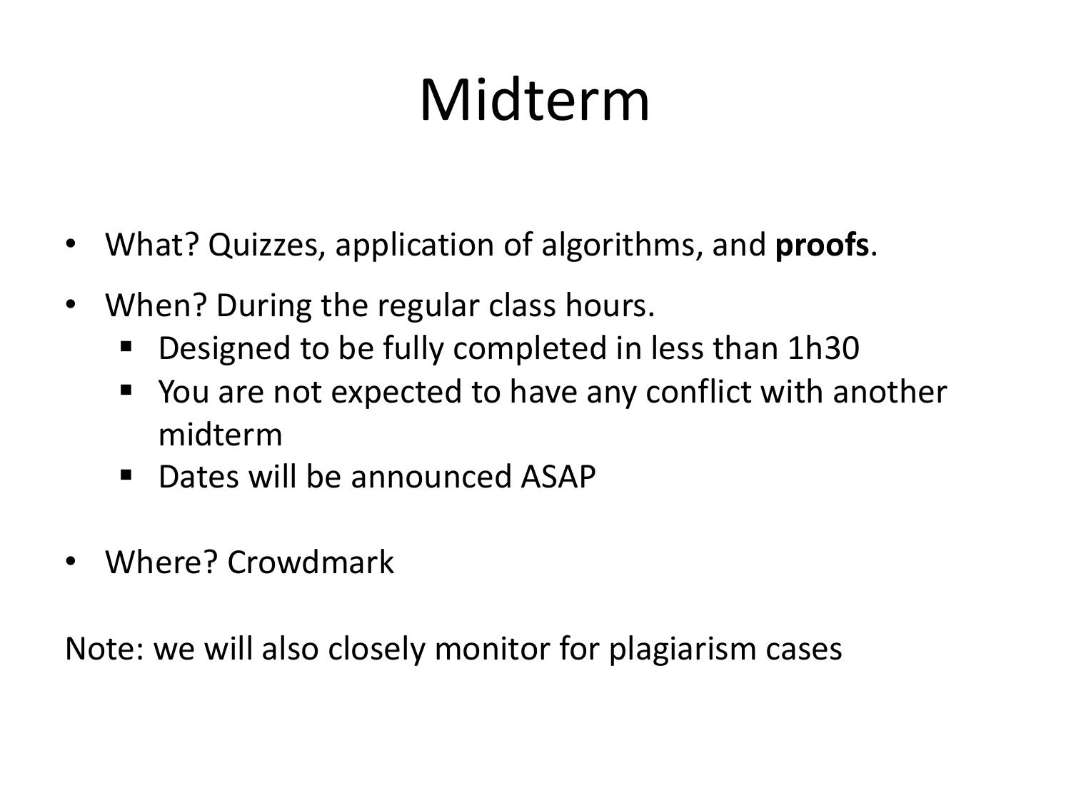# Midterm

- What? Quizzes, application of algorithms, and **proofs**.
- When? During the regular class hours.
  - Designed to be fully completed in less than 1h30
  - You are not expected to have any conflict with another midterm
  - Dates will be announced ASAP
- Where? Crowdmark

Note: we will also closely monitor for plagiarism cases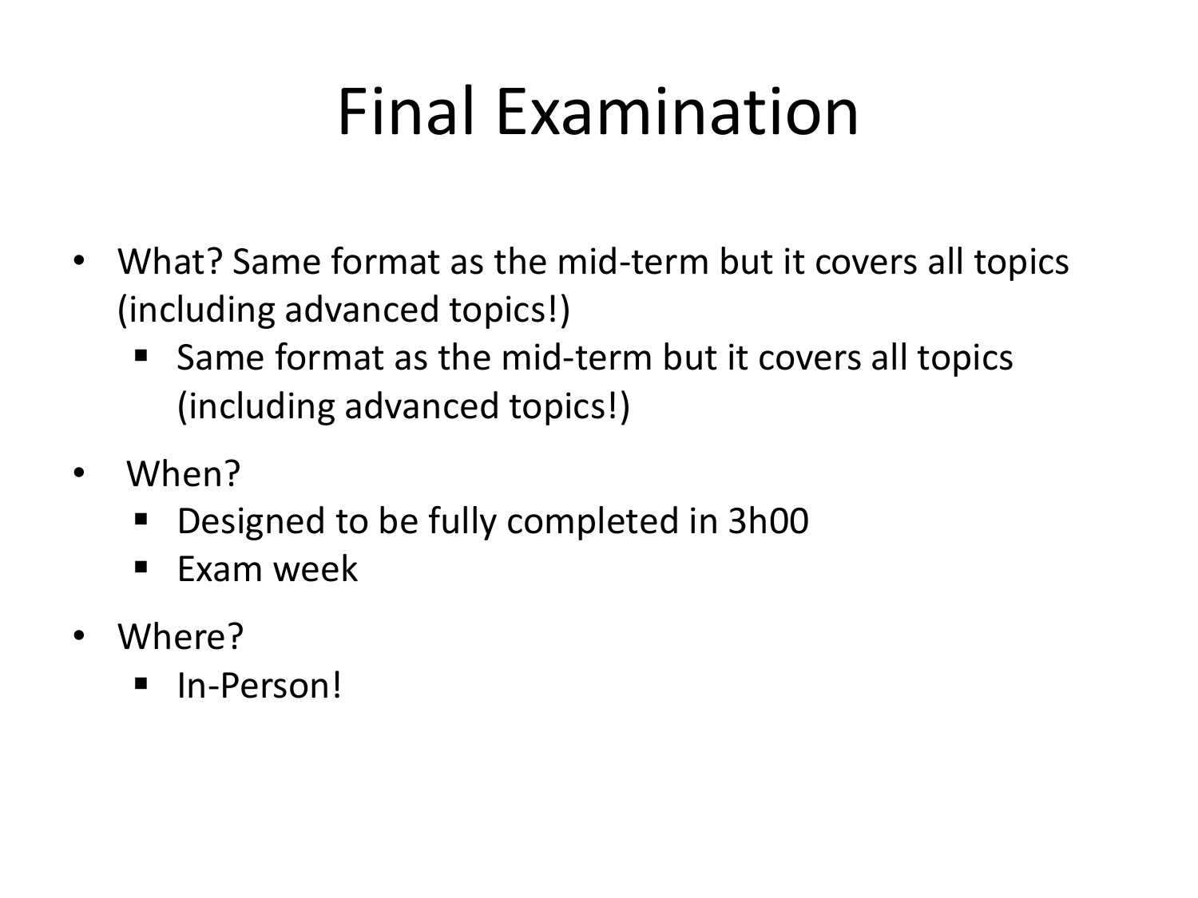# Final Examination

- What? Same format as the mid-term but it covers all topics (including advanced topics!)
  - Same format as the mid-term but it covers all topics (including advanced topics!)
- When?
  - Designed to be fully completed in 3h00
  - Exam week
- Where?
  - In-Person!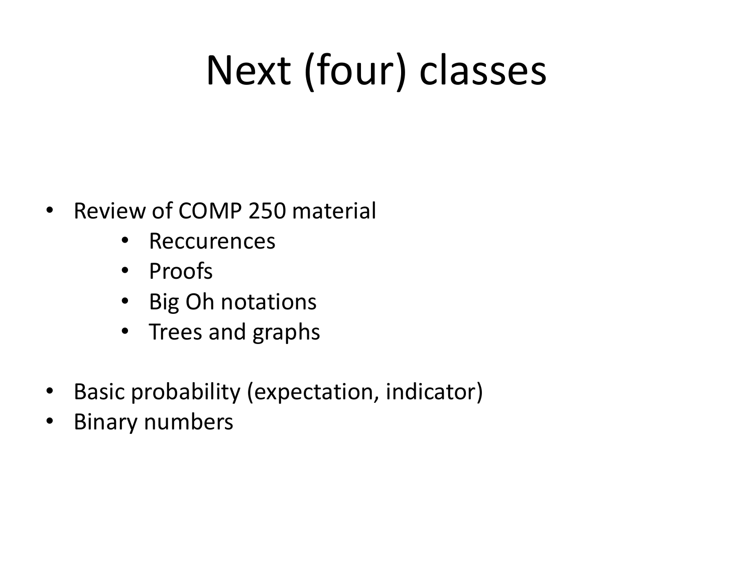# Next (four) classes

- Review of COMP 250 material
    - Reccurences
    - Proofs
    - Big Oh notations
    - Trees and graphs
- Basic probability (expectation, indicator)
- Binary numbers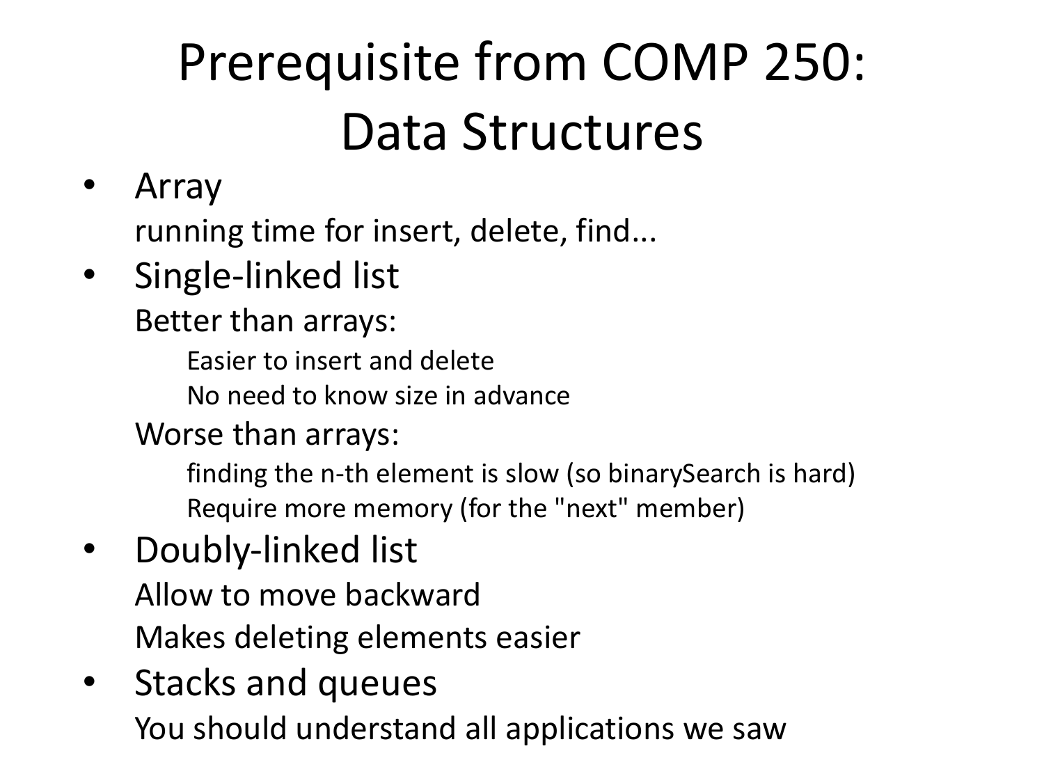# Prerequisite from COMP 250: Data Structures

- Array
  - running time for insert, delete, find...
- Single-linked list
  - Better than arrays:
    - Easier to insert and delete
    - No need to know size in advance
  - Worse than arrays:
    - finding the n-th element is slow (so binarySearch is hard)
    - Require more memory (for the "next" member)
- Doubly-linked list
  - Allow to move backward
  - Makes deleting elements easier
- Stacks and queues
  - You should understand all applications we saw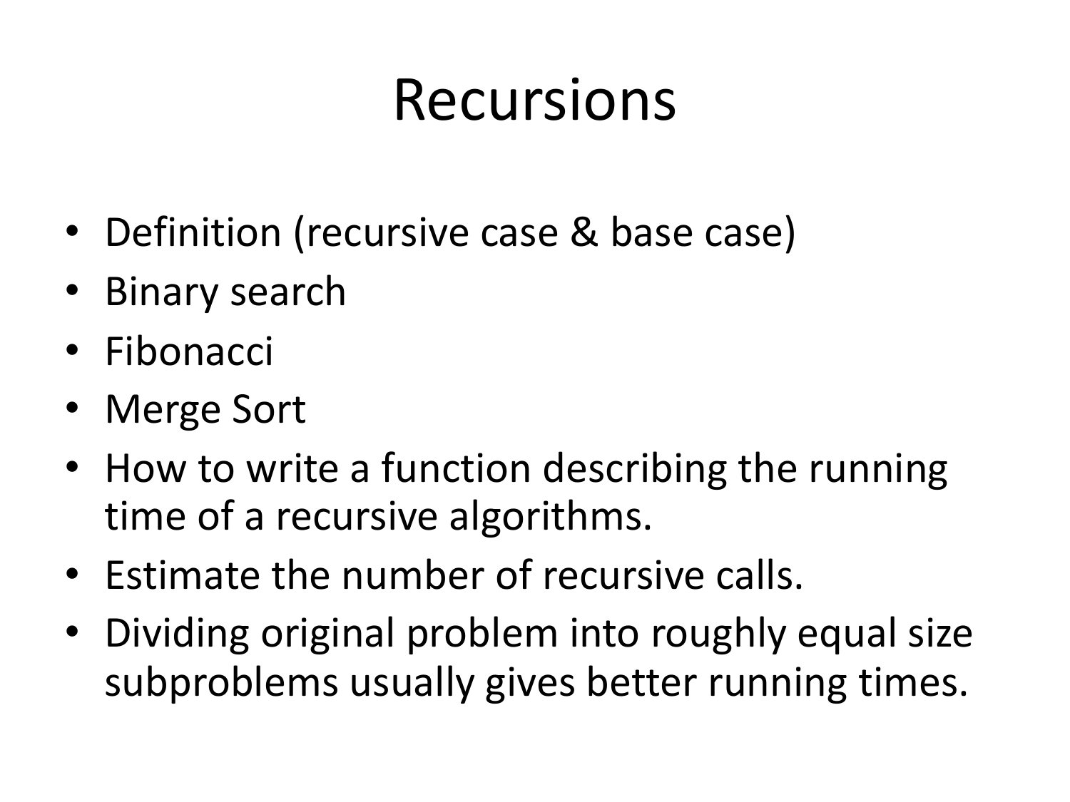# Recursions

- Definition (recursive case & base case)
- Binary search
- Fibonacci
- Merge Sort
- How to write a function describing the running time of a recursive algorithms.
- Estimate the number of recursive calls.
- Dividing original problem into roughly equal size subproblems usually gives better running times.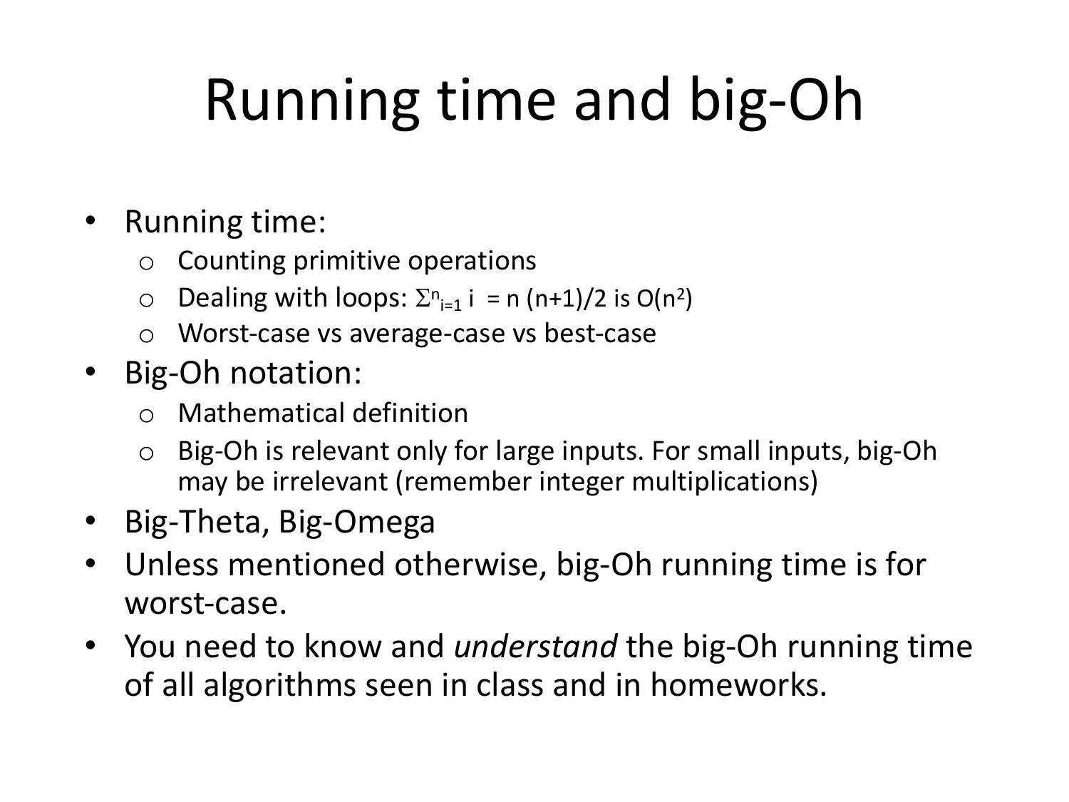# Running time and big-Oh

- Running time:
  - Counting primitive operations
  - Dealing with loops: $\Sigma^{n}_{i=1}\, i = n\,(n+1)/2$ is $O(n^2)$
  - Worst-case vs average-case vs best-case
- Big-Oh notation:
  - Mathematical definition
  - Big-Oh is relevant only for large inputs. For small inputs, big-Oh may be irrelevant (remember integer multiplications)
- Big-Theta, Big-Omega
- Unless mentioned otherwise, big-Oh running time is for worst-case.
- You need to know and *understand* the big-Oh running time of all algorithms seen in class and in homeworks.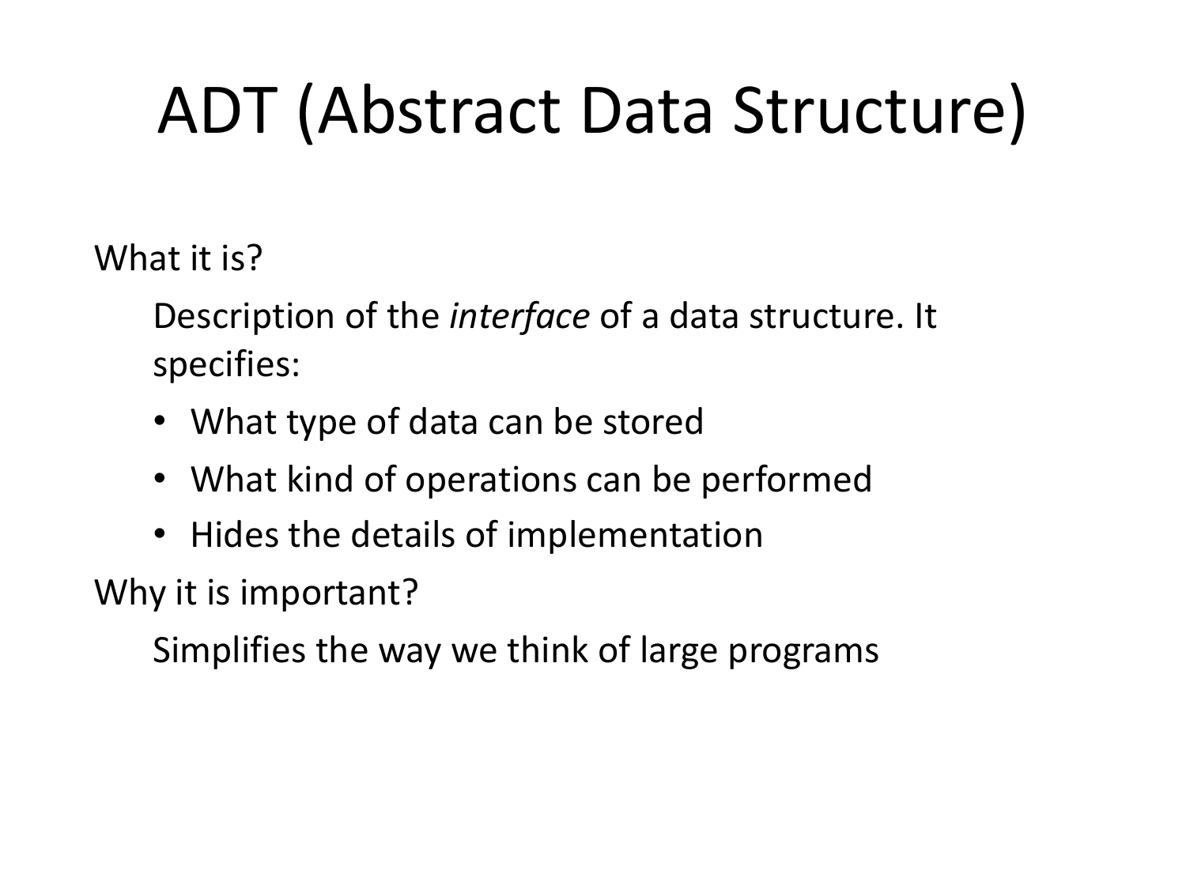# ADT (Abstract Data Structure)

What it is?

Description of the *interface* of a data structure. It specifies:

- What type of data can be stored
- What kind of operations can be performed
- Hides the details of implementation

Why it is important?

Simplifies the way we think of large programs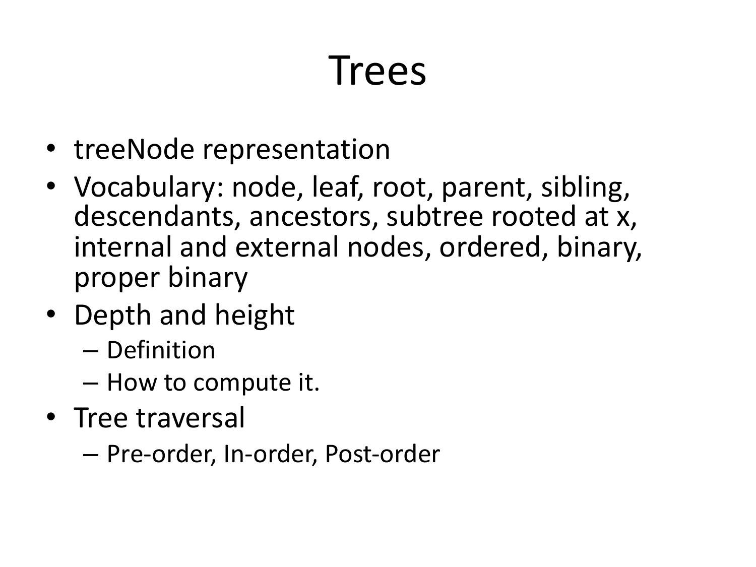# Trees

- treeNode representation
- Vocabulary: node, leaf, root, parent, sibling, descendants, ancestors, subtree rooted at x, internal and external nodes, ordered, binary, proper binary
- Depth and height
  - Definition
  - How to compute it.
- Tree traversal
  - Pre-order, In-order, Post-order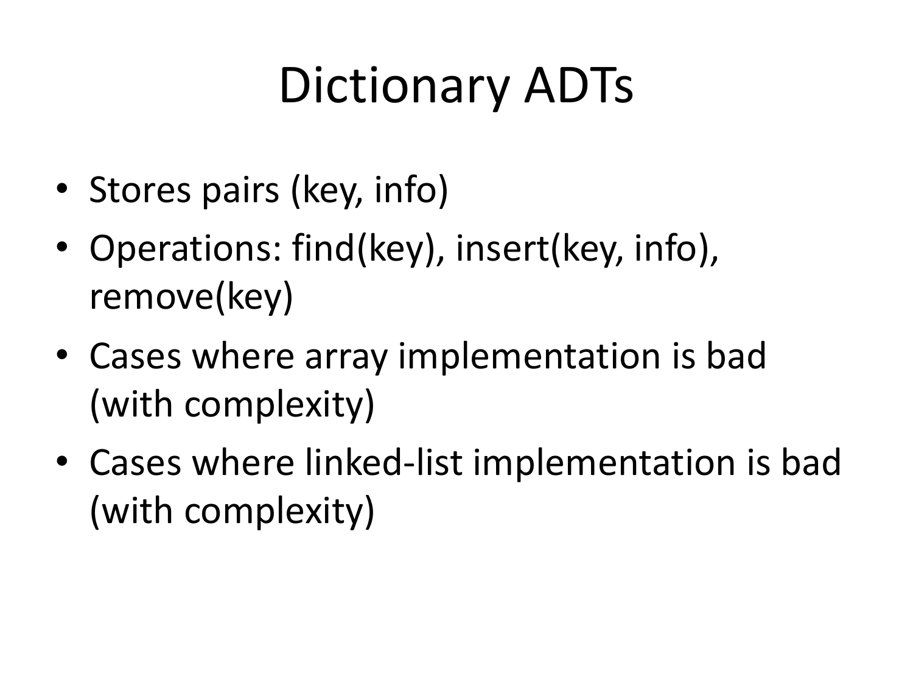# Dictionary ADTs

- Stores pairs (key, info)
- Operations: find(key), insert(key, info), remove(key)
- Cases where array implementation is bad (with complexity)
- Cases where linked-list implementation is bad (with complexity)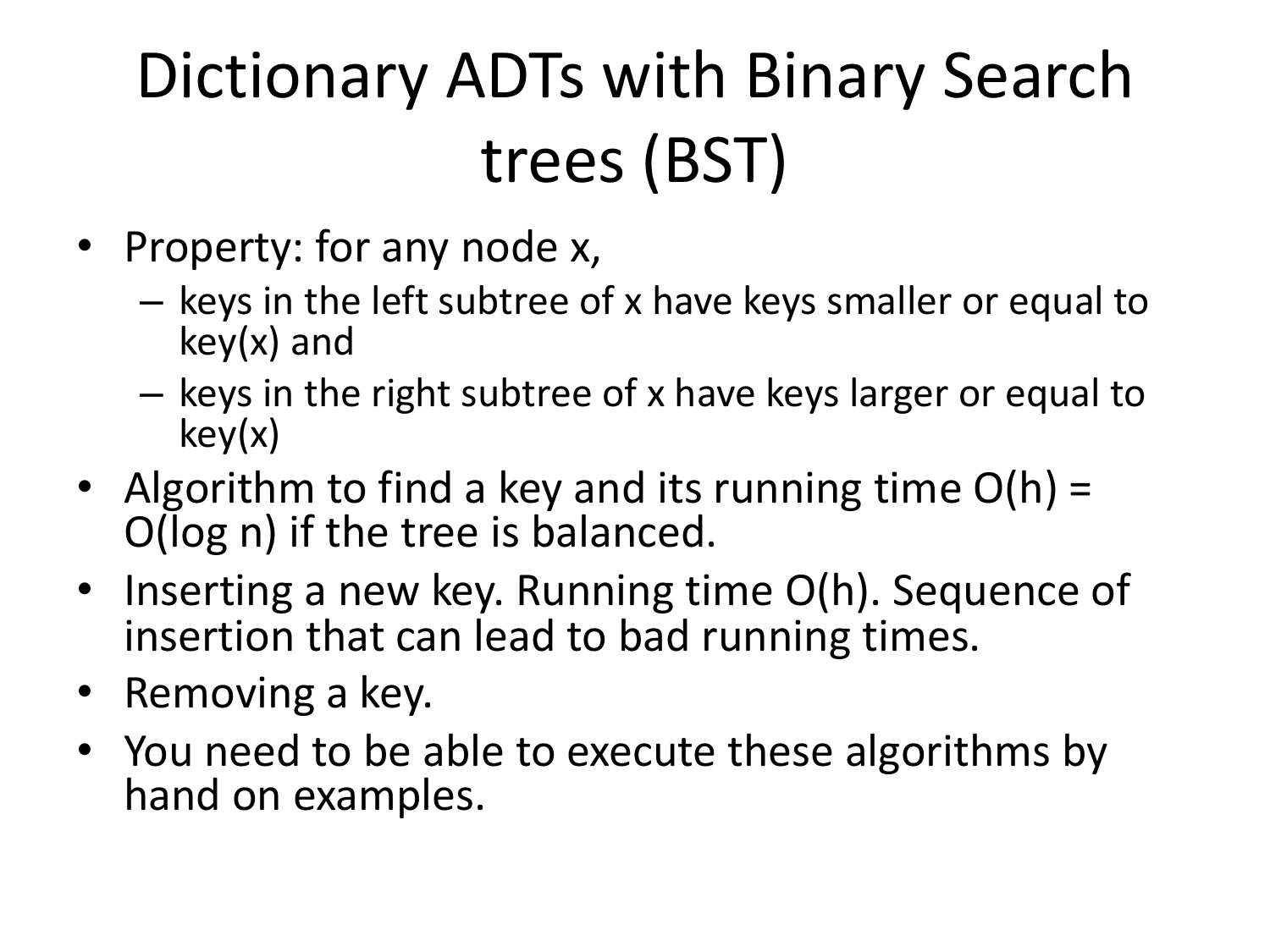# Dictionary ADTs with Binary Search trees (BST)

- Property: for any node x,
  - keys in the left subtree of x have keys smaller or equal to key(x) and
  - keys in the right subtree of x have keys larger or equal to key(x)
- Algorithm to find a key and its running time $O(h) = O(\log n)$ if the tree is balanced.
- Inserting a new key. Running time $O(h)$. Sequence of insertion that can lead to bad running times.
- Removing a key.
- You need to be able to execute these algorithms by hand on examples.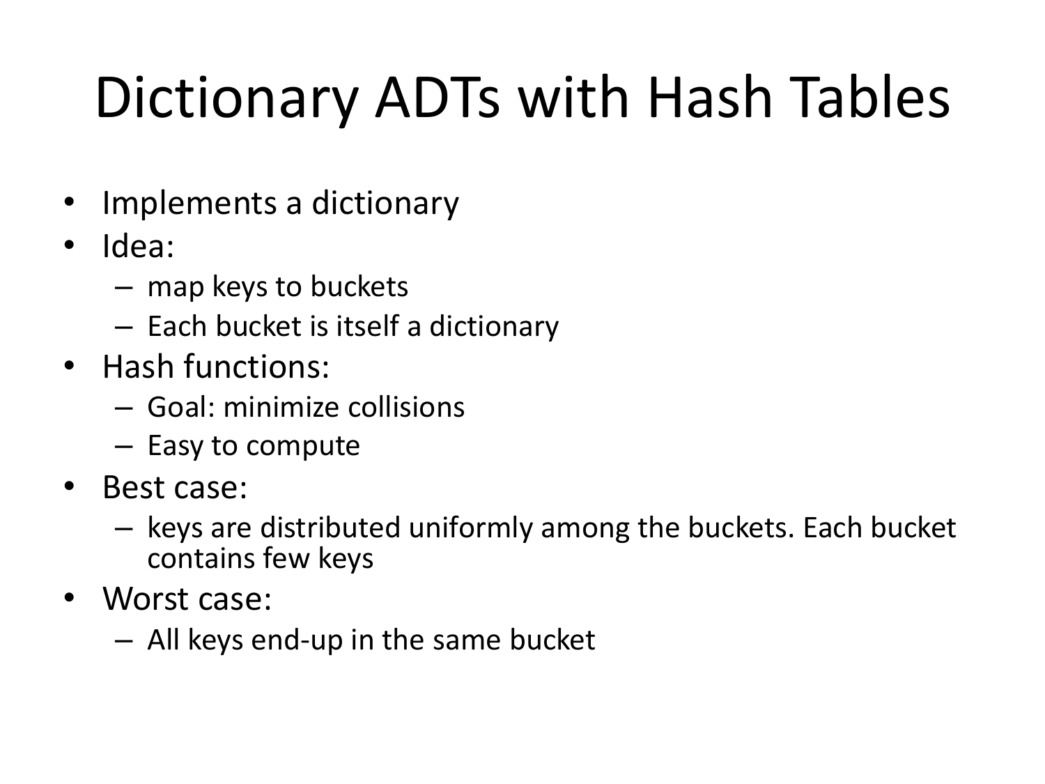# Dictionary ADTs with Hash Tables

- Implements a dictionary
- Idea:
  - map keys to buckets
  - Each bucket is itself a dictionary
- Hash functions:
  - Goal: minimize collisions
  - Easy to compute
- Best case:
  - keys are distributed uniformly among the buckets. Each bucket contains few keys
- Worst case:
  - All keys end-up in the same bucket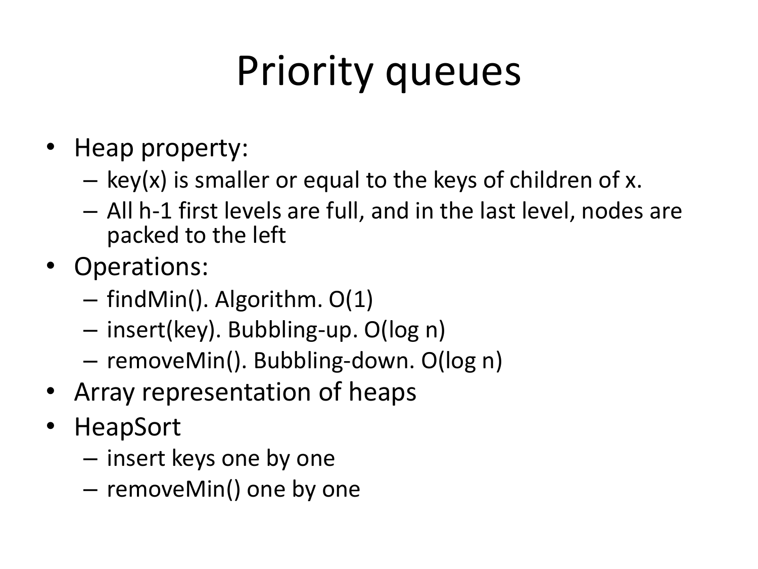# Priority queues

- Heap property:
  - key(x) is smaller or equal to the keys of children of x.
  - All h-1 first levels are full, and in the last level, nodes are packed to the left
- Operations:
  - findMin(). Algorithm. O(1)
  - insert(key). Bubbling-up. O(log n)
  - removeMin(). Bubbling-down. O(log n)
- Array representation of heaps
- HeapSort
  - insert keys one by one
  - removeMin() one by one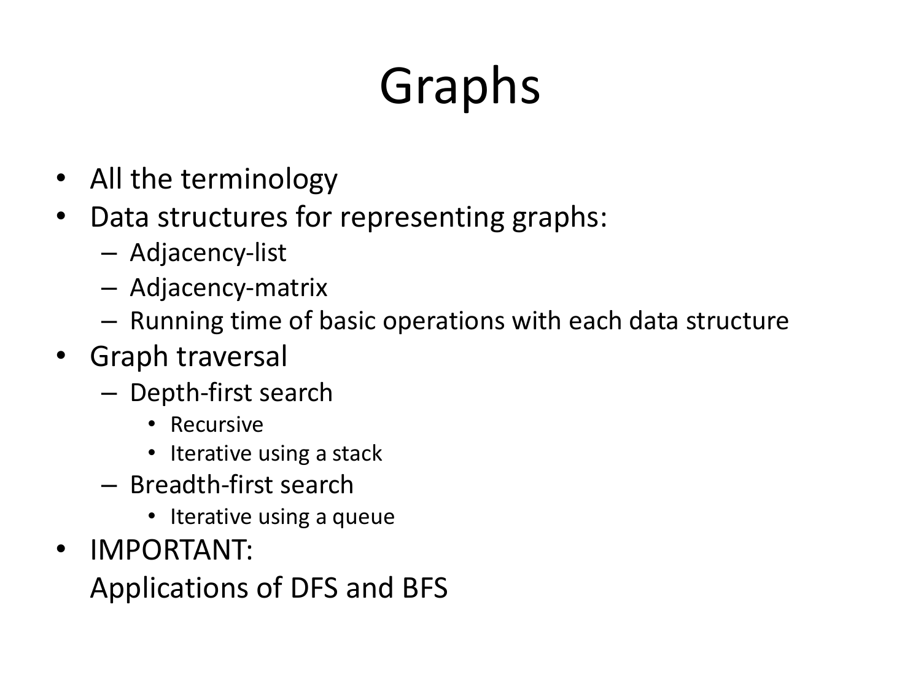# Graphs

- All the terminology
- Data structures for representing graphs:
  - Adjacency-list
  - Adjacency-matrix
  - Running time of basic operations with each data structure
- Graph traversal
  - Depth-first search
    - Recursive
    - Iterative using a stack
  - Breadth-first search
    - Iterative using a queue
- IMPORTANT:
  Applications of DFS and BFS